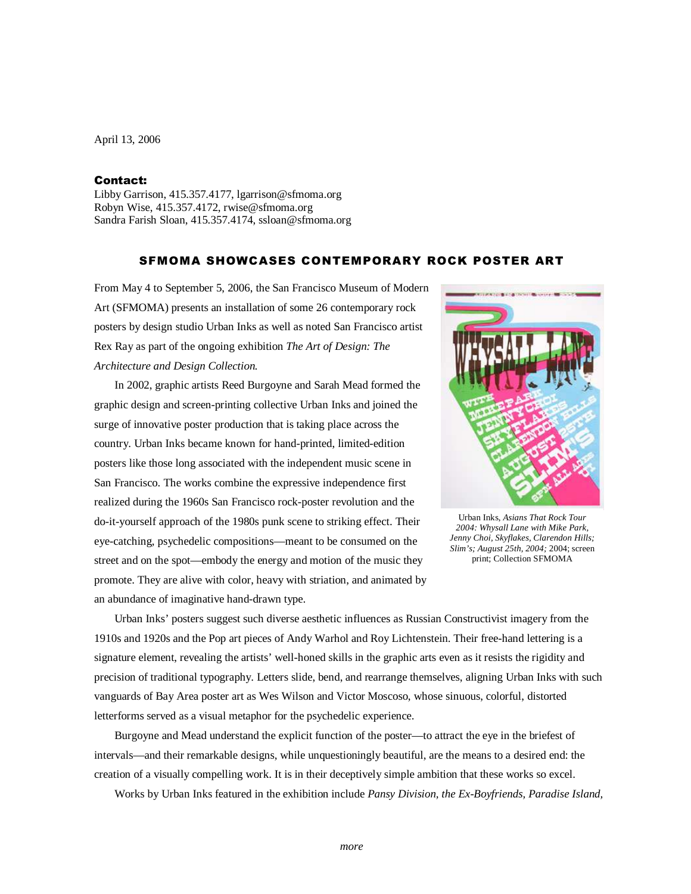April 13, 2006

**Contact:**
Libby Garrison, 415.357.4177, lgarrison@sfmoma.org
Robyn Wise, 415.357.4172, rwise@sfmoma.org
Sandra Farish Sloan, 415.357.4174, ssloan@sfmoma.org

## SFMOMA SHOWCASES CONTEMPORARY ROCK POSTER ART

From May 4 to September 5, 2006, the San Francisco Museum of Modern Art (SFMOMA) presents an installation of some 26 contemporary rock posters by design studio Urban Inks as well as noted San Francisco artist Rex Ray as part of the ongoing exhibition *The Art of Design: The Architecture and Design Collection*.

In 2002, graphic artists Reed Burgoyne and Sarah Mead formed the graphic design and screen-printing collective Urban Inks and joined the surge of innovative poster production that is taking place across the country. Urban Inks became known for hand-printed, limited-edition posters like those long associated with the independent music scene in San Francisco. The works combine the expressive independence first realized during the 1960s San Francisco rock-poster revolution and the do-it-yourself approach of the 1980s punk scene to striking effect. Their eye-catching, psychedelic compositions—meant to be consumed on the street and on the spot—embody the energy and motion of the music they promote. They are alive with color, heavy with striation, and animated by an abundance of imaginative hand-drawn type.

Urban Inks, *Asians That Rock Tour 2004: Whysall Lane with Mike Park, Jenny Choi, Skyflakes, Clarendon Hills; Slim's; August 25th, 2004;* 2004; screen print; Collection SFMOMA

Urban Inks' posters suggest such diverse aesthetic influences as Russian Constructivist imagery from the 1910s and 1920s and the Pop art pieces of Andy Warhol and Roy Lichtenstein. Their free-hand lettering is a signature element, revealing the artists' well-honed skills in the graphic arts even as it resists the rigidity and precision of traditional typography. Letters slide, bend, and rearrange themselves, aligning Urban Inks with such vanguards of Bay Area poster art as Wes Wilson and Victor Moscoso, whose sinuous, colorful, distorted letterforms served as a visual metaphor for the psychedelic experience.

Burgoyne and Mead understand the explicit function of the poster—to attract the eye in the briefest of intervals—and their remarkable designs, while unquestioningly beautiful, are the means to a desired end: the creation of a visually compelling work. It is in their deceptively simple ambition that these works so excel.

Works by Urban Inks featured in the exhibition include *Pansy Division, the Ex-Boyfriends, Paradise Island,*

*more*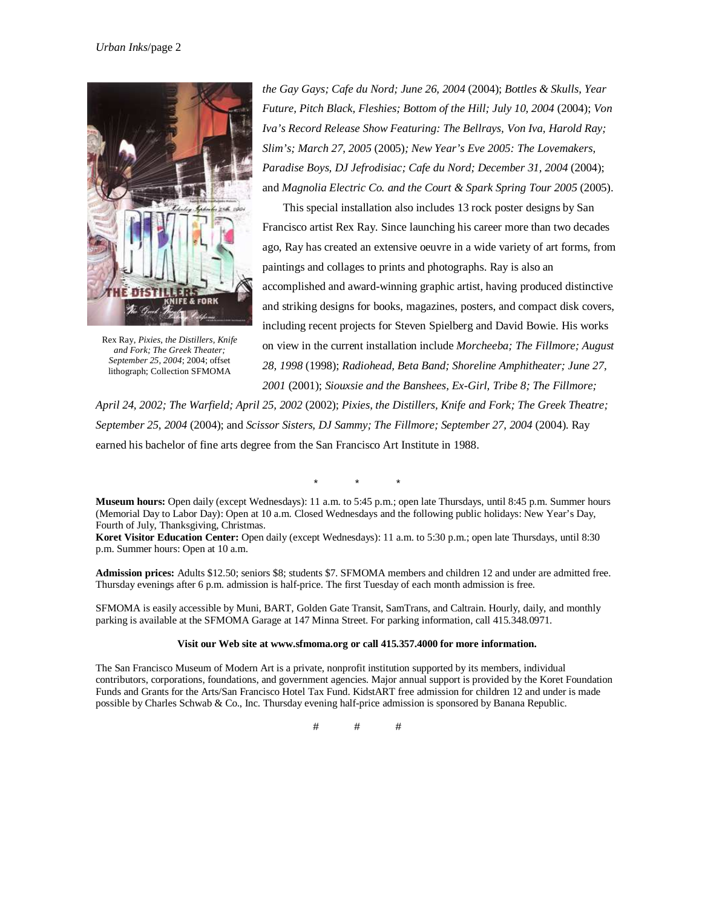*the Gay Gays; Cafe du Nord; June 26, 2004* (2004); *Bottles & Skulls, Year Future, Pitch Black, Fleshies; Bottom of the Hill; July 10, 2004* (2004); *Von Iva's Record Release Show Featuring: The Bellrays, Von Iva, Harold Ray; Slim's; March 27, 2005* (2005)*; New Year's Eve 2005: The Lovemakers, Paradise Boys, DJ Jefrodisiac; Cafe du Nord; December 31, 2004* (2004); and *Magnolia Electric Co. and the Court & Spark Spring Tour 2005* (2005).

Rex Ray, *Pixies, the Distillers, Knife and Fork; The Greek Theater; September 25, 2004*; 2004; offset lithograph; Collection SFMOMA

This special installation also includes 13 rock poster designs by San Francisco artist Rex Ray. Since launching his career more than two decades ago, Ray has created an extensive oeuvre in a wide variety of art forms, from paintings and collages to prints and photographs. Ray is also an accomplished and award-winning graphic artist, having produced distinctive and striking designs for books, magazines, posters, and compact disk covers, including recent projects for Steven Spielberg and David Bowie. His works on view in the current installation include *Morcheeba; The Fillmore; August 28, 1998* (1998); *Radiohead, Beta Band; Shoreline Amphitheater; June 27, 2001* (2001); *Siouxsie and the Banshees, Ex-Girl, Tribe 8; The Fillmore; April 24, 2002; The Warfield; April 25, 2002* (2002); *Pixies, the Distillers, Knife and Fork; The Greek Theatre; September 25, 2004* (2004); and *Scissor Sisters, DJ Sammy; The Fillmore; September 27, 2004* (2004). Ray earned his bachelor of fine arts degree from the San Francisco Art Institute in 1988.

\* \* \*

**Museum hours:** Open daily (except Wednesdays): 11 a.m. to 5:45 p.m.; open late Thursdays, until 8:45 p.m. Summer hours (Memorial Day to Labor Day): Open at 10 a.m. Closed Wednesdays and the following public holidays: New Year's Day, Fourth of July, Thanksgiving, Christmas.
**Koret Visitor Education Center:** Open daily (except Wednesdays): 11 a.m. to 5:30 p.m.; open late Thursdays, until 8:30 p.m. Summer hours: Open at 10 a.m.

**Admission prices:** Adults $12.50; seniors $8; students $7. SFMOMA members and children 12 and under are admitted free. Thursday evenings after 6 p.m. admission is half-price. The first Tuesday of each month admission is free.

SFMOMA is easily accessible by Muni, BART, Golden Gate Transit, SamTrans, and Caltrain. Hourly, daily, and monthly parking is available at the SFMOMA Garage at 147 Minna Street. For parking information, call 415.348.0971.

**Visit our Web site at www.sfmoma.org or call 415.357.4000 for more information.**

The San Francisco Museum of Modern Art is a private, nonprofit institution supported by its members, individual contributors, corporations, foundations, and government agencies. Major annual support is provided by the Koret Foundation Funds and Grants for the Arts/San Francisco Hotel Tax Fund. KidstART free admission for children 12 and under is made possible by Charles Schwab & Co., Inc. Thursday evening half-price admission is sponsored by Banana Republic.

# # #